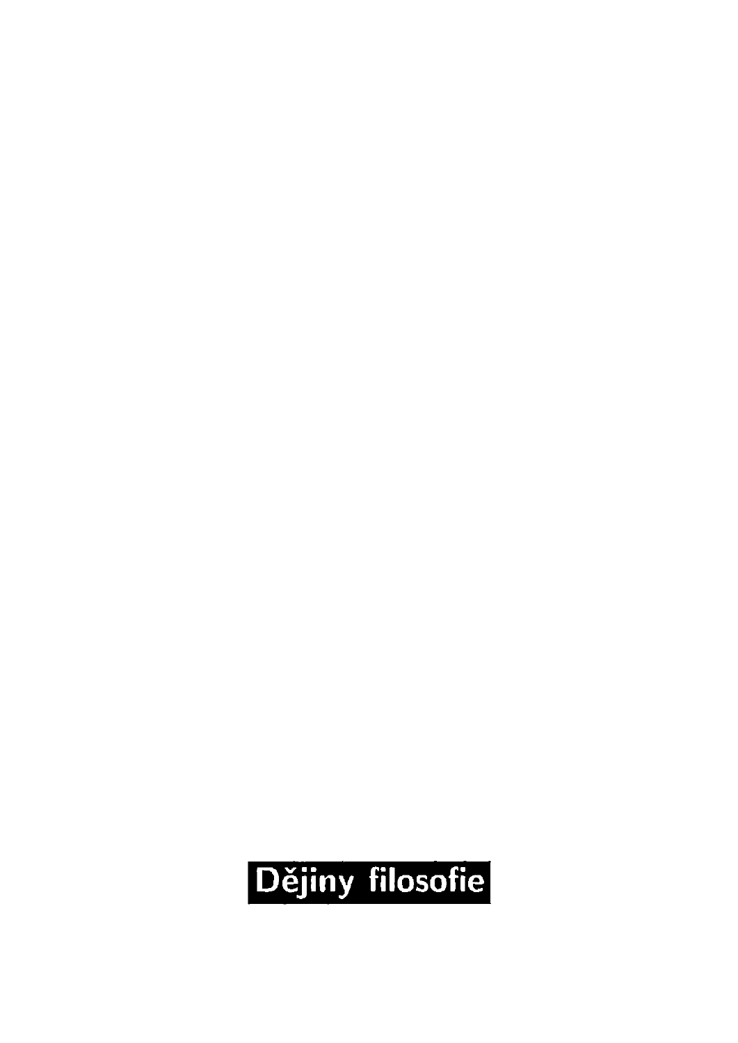# Dějiny filosofie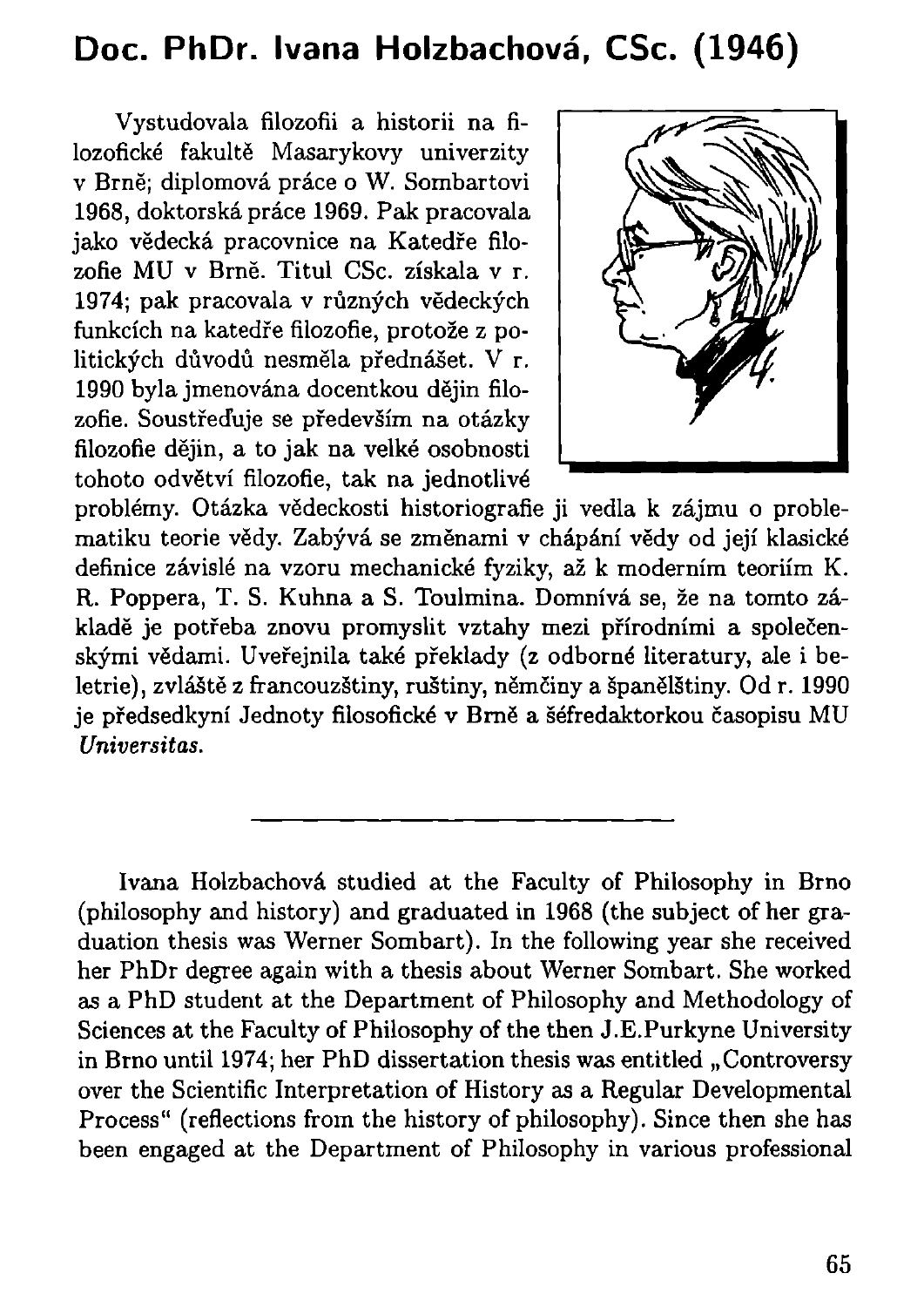## Doc. PhDr. Ivana Holzbachová, CSc. (1946)

Vystudovala filozofii a historii na filozofické fakultě Masarykovy univerzity v Brně; diplomová práce o W. Sombartovi 1968, doktorská práce 1969. Pak pracovala jako vědecká pracovnice na Katedře filozofie MU v Brně. Titul CSc. získala v r. 1974; pak pracovala v různých vědeckých funkcích na katedře filozofie, protože z politických důvodů nesměla přednášet. V r. 1990 byla jmenována docentkou dějin filozofie. Soustřeďuje se především na otázky filozofie dějin, a to jak na velké osobnosti tohoto odvětví filozofie, tak na jednotlivé problémy. Otázka vědeckosti historiografie ji vedla k zájmu o problematiku teorie vědy. Zabývá se změnami v chápání vědy od její klasické definice závislé na vzoru mechanické fyziky, až k moderním teoriím K. R. Poppera, T. S. Kuhna a S. Toulmina. Domnívá se, že na tomto základě je potřeba znovu promyslit vztahy mezi přírodními a společenskými vědami. Uveřejnila také překlady (z odborné literatury, ale i beletrie), zvláště z francouzštiny, ruštiny, němčiny a španělštiny. Od r. 1990 je předsedkyní Jednoty filosofické v Brně a šéfredaktorkou časopisu MU *Universitas*.

---

Ivana Holzbachová studied at the Faculty of Philosophy in Brno (philosophy and history) and graduated in 1968 (the subject of her graduation thesis was Werner Sombart). In the following year she received her PhDr degree again with a thesis about Werner Sombart. She worked as a PhD student at the Department of Philosophy and Methodology of Sciences at the Faculty of Philosophy of the then J.E.Purkyne University in Brno until 1974; her PhD dissertation thesis was entitled „Controversy over the Scientific Interpretation of History as a Regular Developmental Process" (reflections from the history of philosophy). Since then she has been engaged at the Department of Philosophy in various professional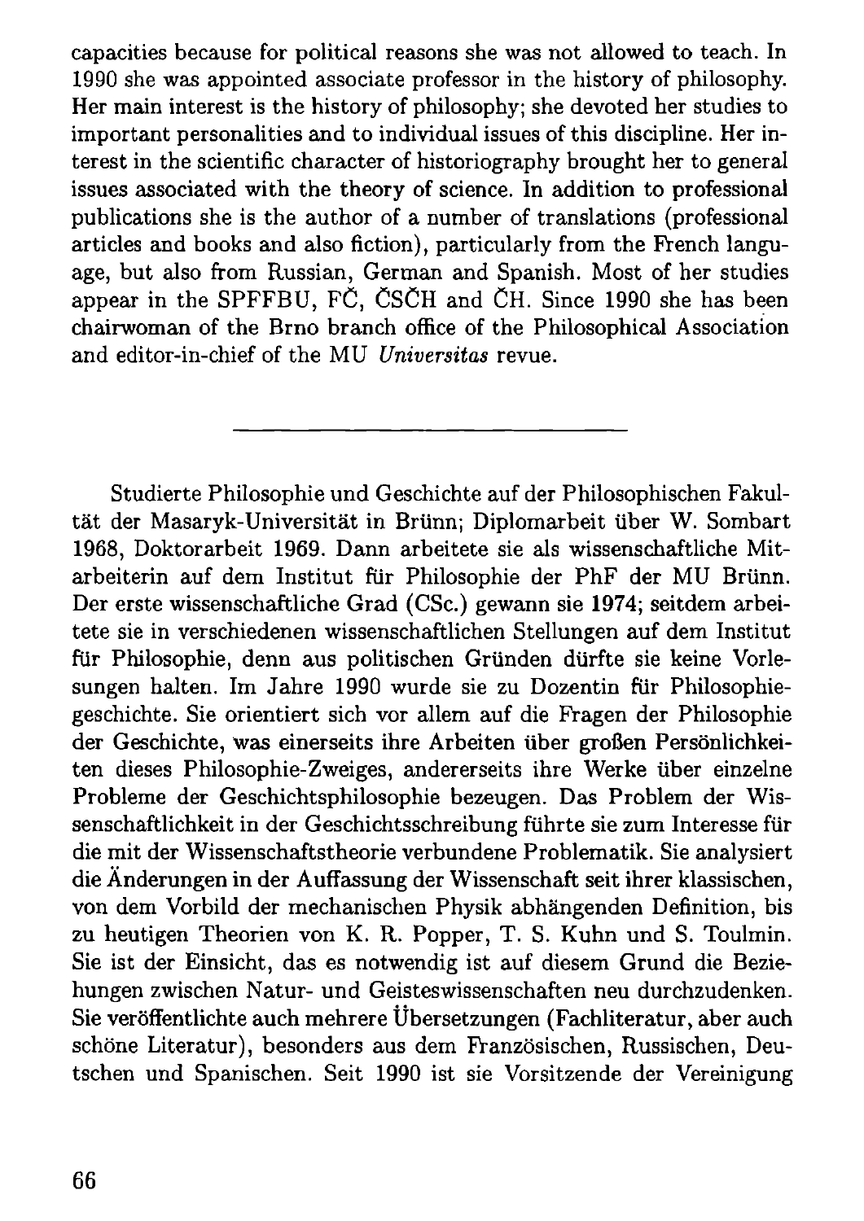capacities because for political reasons she was not allowed to teach. In 1990 she was appointed associate professor in the history of philosophy. Her main interest is the history of philosophy; she devoted her studies to important personalities and to individual issues of this discipline. Her interest in the scientific character of historiography brought her to general issues associated with the theory of science. In addition to professional publications she is the author of a number of translations (professional articles and books and also fiction), particularly from the French language, but also from Russian, German and Spanish. Most of her studies appear in the SPFFBU, FČ, ČSČH and ČH. Since 1990 she has been chairwoman of the Brno branch office of the Philosophical Association and editor-in-chief of the MU *Universitas* revue.

---

Studierte Philosophie und Geschichte auf der Philosophischen Fakultät der Masaryk-Universität in Brünn; Diplomarbeit über W. Sombart 1968, Doktorarbeit 1969. Dann arbeitete sie als wissenschaftliche Mitarbeiterin auf dem Institut für Philosophie der PhF der MU Brünn. Der erste wissenschaftliche Grad (CSc.) gewann sie **1974**; seitdem arbeitete sie in verschiedenen wissenschaftlichen Stellungen auf dem Institut für Philosophie, denn aus politischen Gründen dürfte sie keine Vorlesungen halten. Im Jahre 1990 wurde sie zu Dozentin für Philosophiegeschichte. Sie orientiert sich vor allem auf die Fragen der Philosophie der Geschichte, was einerseits ihre Arbeiten über großen Persönlichkeiten dieses Philosophie-Zweiges, andererseits ihre Werke über einzelne Probleme der Geschichtsphilosophie bezeugen. Das Problem der Wissenschaftlichkeit in der Geschichtsschreibung führte sie zum Interesse für die mit der Wissenschaftstheorie verbundene Problematik. Sie analysiert die Änderungen in der Auffassung der Wissenschaft seit ihrer klassischen, von dem Vorbild der mechanischen Physik abhängenden Definition, bis zu heutigen Theorien von K. R. Popper, T. S. Kuhn und S. Toulmin. Sie ist der Einsicht, das es notwendig ist auf diesem Grund die Beziehungen zwischen Natur- und Geisteswissenschaften neu durchzudenken. Sie veröffentlichte auch mehrere Übersetzungen (Fachliteratur, aber auch schöne Literatur), besonders aus dem Französischen, Russischen, Deutschen und Spanischen. Seit 1990 ist sie Vorsitzende der Vereinigung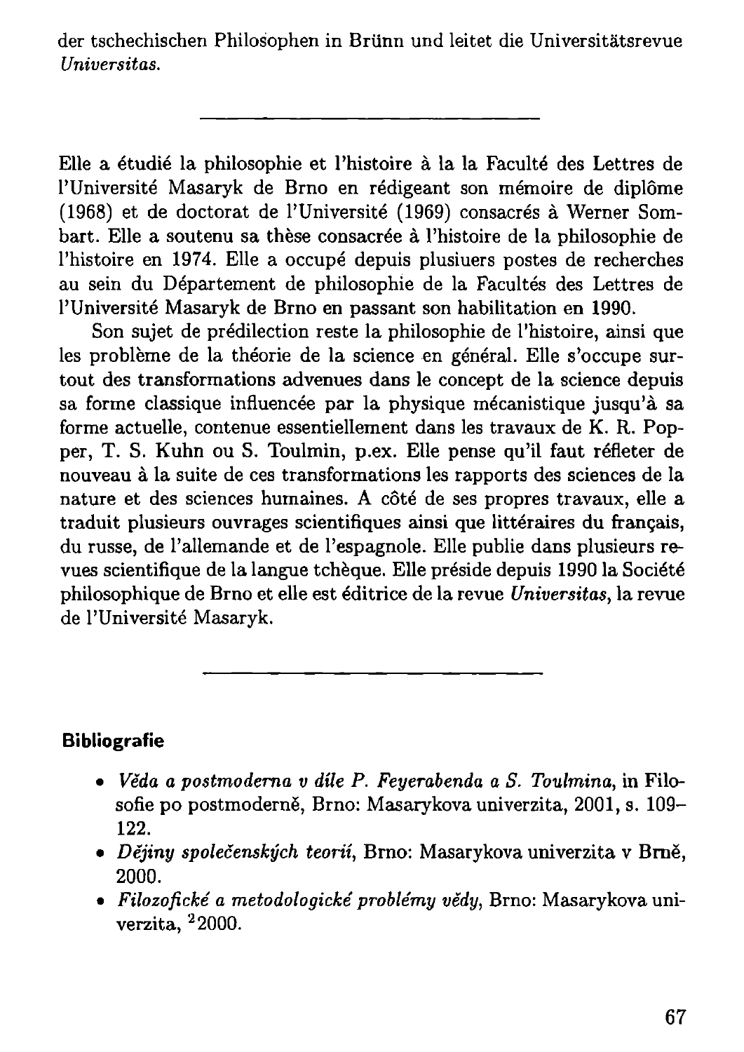der tschechischen Philosophen in Brünn und leitet die Universitätsrevue *Universitas*.

---

Elle a étudié la philosophie et l'histoire à la la Faculté des Lettres de l'Université Masaryk de Brno en rédigeant son mémoire de diplôme (1968) et de doctorat de l'Université (1969) consacrés à Werner Sombart. Elle a soutenu sa thèse consacrée à l'histoire de la philosophie de l'histoire en 1974. Elle a occupé depuis plusiuers postes de recherches au sein du Département de philosophie de la Facultés des Lettres de l'Université Masaryk de Brno en passant son habilitation en 1990.

Son sujet de prédilection reste la philosophie de l'histoire, ainsi que les problème de la théorie de la science en général. Elle s'occupe surtout des transformations advenues dans le concept de la science depuis sa forme classique influencée par la physique mécanistique jusqu'à sa forme actuelle, contenue essentiellement dans les travaux de K. R. Popper, T. S. Kuhn ou S. Toulmin, p.ex. Elle pense qu'il faut réfleter de nouveau à la suite de ces transformations les rapports des sciences de la nature et des sciences humaines. A côté de ses propres travaux, elle a traduit plusieurs ouvrages scientifiques ainsi que littéraires du français, du russe, de l'allemande et de l'espagnole. Elle publie dans plusieurs revues scientifique de la langue tchèque. Elle préside depuis 1990 la Société philosophique de Brno et elle est éditrice de la revue *Universitas*, la revue de l'Université Masaryk.

---

**Bibliografie**

- *Věda a postmoderna v díle P. Feyerabenda a S. Toulmina*, in Filosofie po postmoderně, Brno: Masarykova univerzita, 2001, s. 109–122.
- *Dějiny společenských teorií*, Brno: Masarykova univerzita v Brně, 2000.
- *Filozofické a metodologické problémy vědy*, Brno: Masarykova univerzita, $^{2}$2000.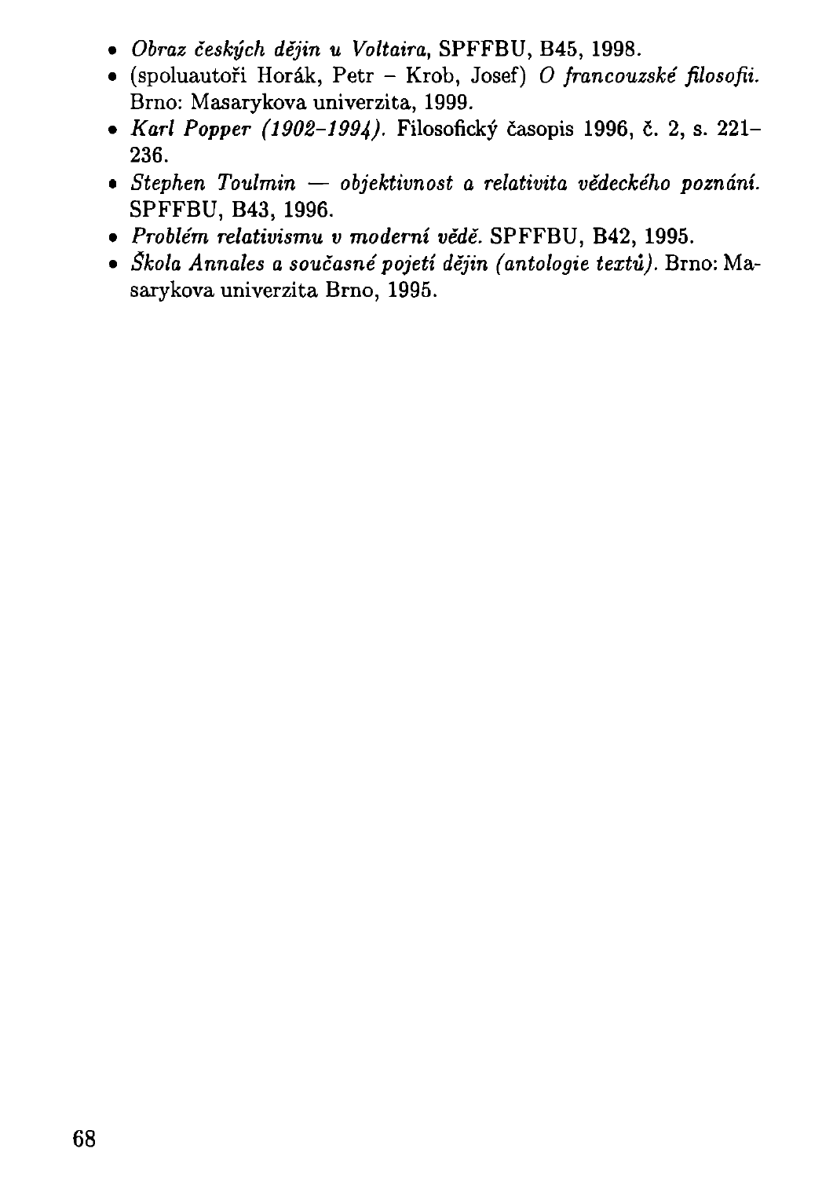- *Obraz českých dějin u Voltaira*, SPFFBU, B45, 1998.
- (spoluautoři Horák, Petr – Krob, Josef) *O francouzské filosofii.* Brno: Masarykova univerzita, 1999.
- *Karl Popper (1902–1994).* Filosofický časopis 1996, č. 2, s. 221–236.
- *Stephen Toulmin — objektivnost a relativita vědeckého poznání.* SPFFBU, B43, 1996.
- *Problém relativismu v moderní vědě.* SPFFBU, B42, 1995.
- *Škola Annales a současné pojetí dějin (antologie textů).* Brno: Masarykova univerzita Brno, 1995.